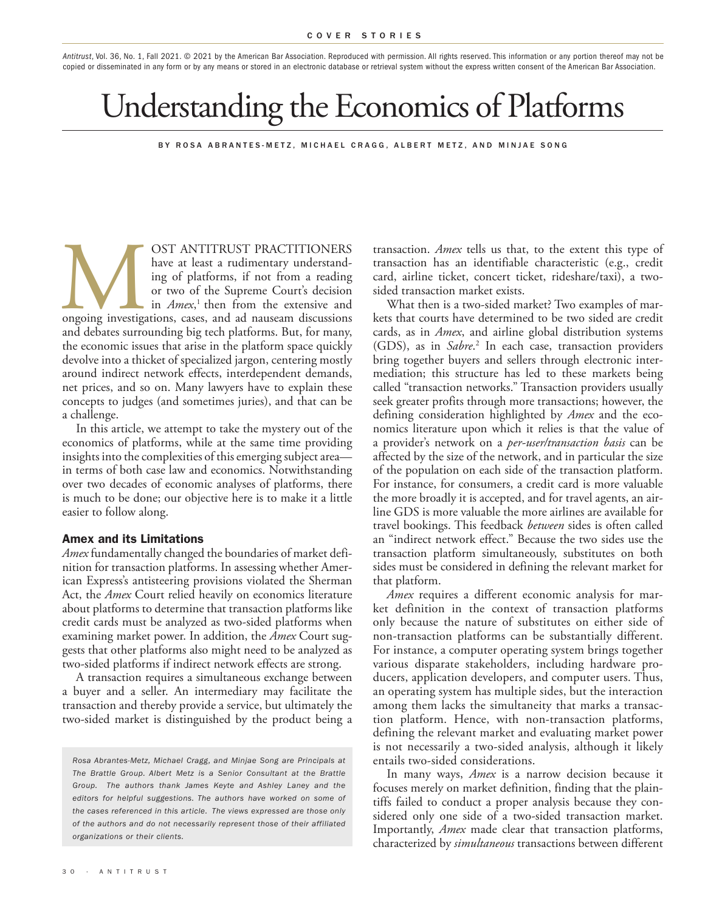Antitrust, Vol. 36, No. 1, Fall 2021. © 2021 by the American Bar Association. Reproduced with permission. All rights reserved. This information or any portion thereof may not be copied or disseminated in any form or by any means or stored in an electronic database or retrieval system without the express written consent of the American Bar Association.

# Understanding the Economics of Platforms

BY ROSA ABRANTES-METZ, MICHAEL CRAGG, ALBERT METZ, AND MINJAE SONG

MOST ANTITRUST PRACTITIONERS have at least a rudimentary understanding of platforms, if not from a reading or two of the Supreme Court's decision in *Amex*,[1] then from the extensive and ongoing investigations, cases, and ad nauseam discussions and debates surrounding big tech platforms. But, for many, the economic issues that arise in the platform space quickly devolve into a thicket of specialized jargon, centering mostly around indirect network effects, interdependent demands, net prices, and so on. Many lawyers have to explain these concepts to judges (and sometimes juries), and that can be a challenge.

In this article, we attempt to take the mystery out of the economics of platforms, while at the same time providing insights into the complexities of this emerging subject area—in terms of both case law and economics. Notwithstanding over two decades of economic analyses of platforms, there is much to be done; our objective here is to make it a little easier to follow along.

## Amex and its Limitations

*Amex* fundamentally changed the boundaries of market definition for transaction platforms. In assessing whether American Express's antisteering provisions violated the Sherman Act, the *Amex* Court relied heavily on economics literature about platforms to determine that transaction platforms like credit cards must be analyzed as two-sided platforms when examining market power. In addition, the *Amex* Court suggests that other platforms also might need to be analyzed as two-sided platforms if indirect network effects are strong.

A transaction requires a simultaneous exchange between a buyer and a seller. An intermediary may facilitate the transaction and thereby provide a service, but ultimately the two-sided market is distinguished by the product being a transaction. *Amex* tells us that, to the extent this type of transaction has an identifiable characteristic (e.g., credit card, airline ticket, concert ticket, rideshare/taxi), a two-sided transaction market exists.

What then is a two-sided market? Two examples of markets that courts have determined to be two sided are credit cards, as in *Amex*, and airline global distribution systems (GDS), as in *Sabre*.[2] In each case, transaction providers bring together buyers and sellers through electronic intermediation; this structure has led to these markets being called "transaction networks." Transaction providers usually seek greater profits through more transactions; however, the defining consideration highlighted by *Amex* and the economics literature upon which it relies is that the value of a provider's network on a *per-user/transaction basis* can be affected by the size of the network, and in particular the size of the population on each side of the transaction platform. For instance, for consumers, a credit card is more valuable the more broadly it is accepted, and for travel agents, an airline GDS is more valuable the more airlines are available for travel bookings. This feedback *between* sides is often called an "indirect network effect." Because the two sides use the transaction platform simultaneously, substitutes on both sides must be considered in defining the relevant market for that platform.

*Amex* requires a different economic analysis for market definition in the context of transaction platforms only because the nature of substitutes on either side of non-transaction platforms can be substantially different. For instance, a computer operating system brings together various disparate stakeholders, including hardware producers, application developers, and computer users. Thus, an operating system has multiple sides, but the interaction among them lacks the simultaneity that marks a transaction platform. Hence, with non-transaction platforms, defining the relevant market and evaluating market power is not necessarily a two-sided analysis, although it likely entails two-sided considerations.

In many ways, *Amex* is a narrow decision because it focuses merely on market definition, finding that the plaintiffs failed to conduct a proper analysis because they considered only one side of a two-sided transaction market. Importantly, *Amex* made clear that transaction platforms, characterized by *simultaneous* transactions between different

*Rosa Abrantes-Metz, Michael Cragg, and Minjae Song are Principals at The Brattle Group. Albert Metz is a Senior Consultant at the Brattle Group. The authors thank James Keyte and Ashley Laney and the editors for helpful suggestions. The authors have worked on some of the cases referenced in this article. The views expressed are those only of the authors and do not necessarily represent those of their affiliated organizations or their clients.*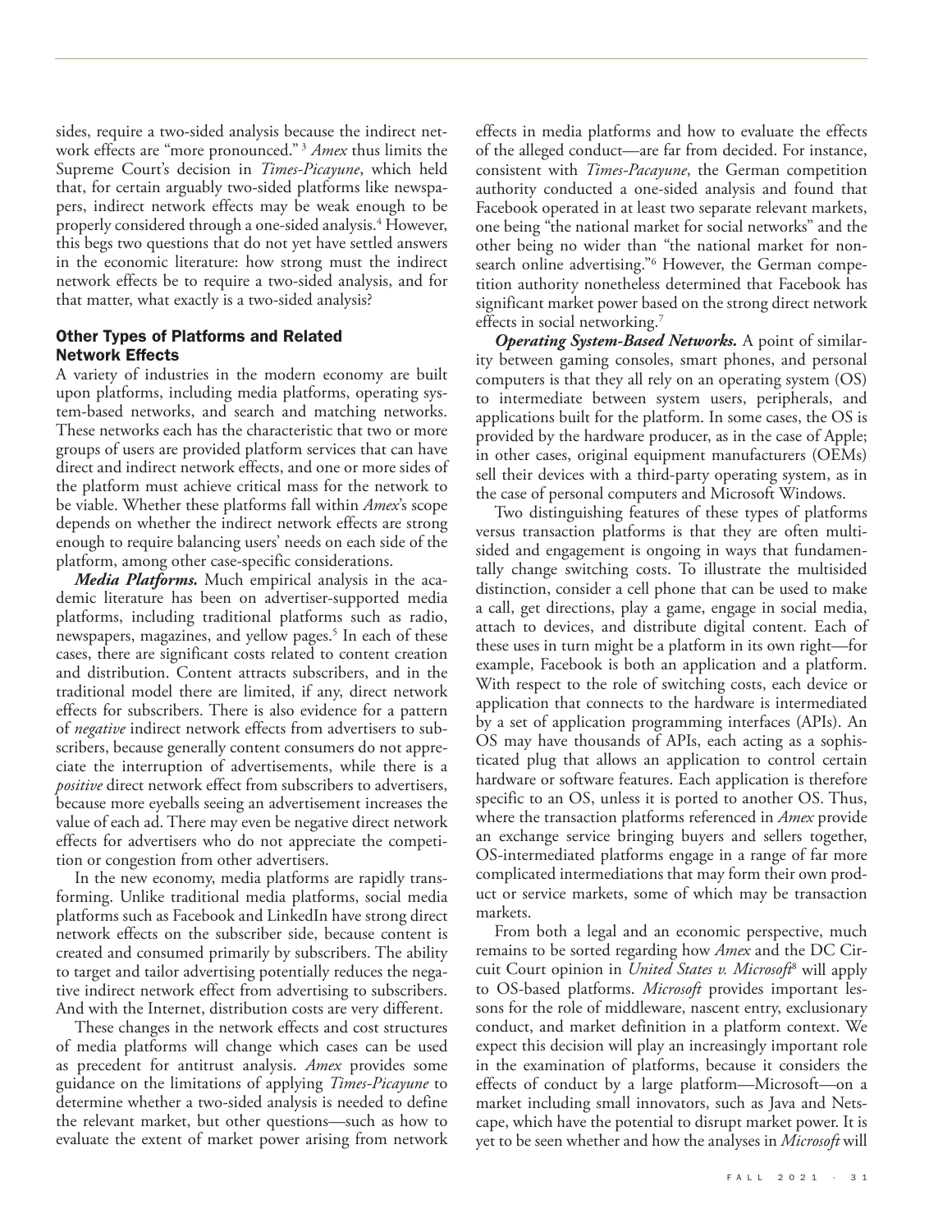sides, require a two-sided analysis because the indirect network effects are "more pronounced."[3] *Amex* thus limits the Supreme Court's decision in *Times-Picayune*, which held that, for certain arguably two-sided platforms like newspapers, indirect network effects may be weak enough to be properly considered through a one-sided analysis.[4] However, this begs two questions that do not yet have settled answers in the economic literature: how strong must the indirect network effects be to require a two-sided analysis, and for that matter, what exactly is a two-sided analysis?

## Other Types of Platforms and Related Network Effects

A variety of industries in the modern economy are built upon platforms, including media platforms, operating system-based networks, and search and matching networks. These networks each has the characteristic that two or more groups of users are provided platform services that can have direct and indirect network effects, and one or more sides of the platform must achieve critical mass for the network to be viable. Whether these platforms fall within *Amex*'s scope depends on whether the indirect network effects are strong enough to require balancing users' needs on each side of the platform, among other case-specific considerations.

***Media Platforms.*** Much empirical analysis in the academic literature has been on advertiser-supported media platforms, including traditional platforms such as radio, newspapers, magazines, and yellow pages.[5] In each of these cases, there are significant costs related to content creation and distribution. Content attracts subscribers, and in the traditional model there are limited, if any, direct network effects for subscribers. There is also evidence for a pattern of *negative* indirect network effects from advertisers to subscribers, because generally content consumers do not appreciate the interruption of advertisements, while there is a *positive* direct network effect from subscribers to advertisers, because more eyeballs seeing an advertisement increases the value of each ad. There may even be negative direct network effects for advertisers who do not appreciate the competition or congestion from other advertisers.

In the new economy, media platforms are rapidly transforming. Unlike traditional media platforms, social media platforms such as Facebook and LinkedIn have strong direct network effects on the subscriber side, because content is created and consumed primarily by subscribers. The ability to target and tailor advertising potentially reduces the negative indirect network effect from advertising to subscribers. And with the Internet, distribution costs are very different.

These changes in the network effects and cost structures of media platforms will change which cases can be used as precedent for antitrust analysis. *Amex* provides some guidance on the limitations of applying *Times-Picayune* to determine whether a two-sided analysis is needed to define the relevant market, but other questions—such as how to evaluate the extent of market power arising from network effects in media platforms and how to evaluate the effects of the alleged conduct—are far from decided. For instance, consistent with *Times-Pacayune*, the German competition authority conducted a one-sided analysis and found that Facebook operated in at least two separate relevant markets, one being "the national market for social networks" and the other being no wider than "the national market for non-search online advertising."[6] However, the German competition authority nonetheless determined that Facebook has significant market power based on the strong direct network effects in social networking.[7]

***Operating System-Based Networks.*** A point of similarity between gaming consoles, smart phones, and personal computers is that they all rely on an operating system (OS) to intermediate between system users, peripherals, and applications built for the platform. In some cases, the OS is provided by the hardware producer, as in the case of Apple; in other cases, original equipment manufacturers (OEMs) sell their devices with a third-party operating system, as in the case of personal computers and Microsoft Windows.

Two distinguishing features of these types of platforms versus transaction platforms is that they are often multisided and engagement is ongoing in ways that fundamentally change switching costs. To illustrate the multisided distinction, consider a cell phone that can be used to make a call, get directions, play a game, engage in social media, attach to devices, and distribute digital content. Each of these uses in turn might be a platform in its own right—for example, Facebook is both an application and a platform. With respect to the role of switching costs, each device or application that connects to the hardware is intermediated by a set of application programming interfaces (APIs). An OS may have thousands of APIs, each acting as a sophisticated plug that allows an application to control certain hardware or software features. Each application is therefore specific to an OS, unless it is ported to another OS. Thus, where the transaction platforms referenced in *Amex* provide an exchange service bringing buyers and sellers together, OS-intermediated platforms engage in a range of far more complicated intermediations that may form their own product or service markets, some of which may be transaction markets.

From both a legal and an economic perspective, much remains to be sorted regarding how *Amex* and the DC Circuit Court opinion in *United States v. Microsoft*[8] will apply to OS-based platforms. *Microsoft* provides important lessons for the role of middleware, nascent entry, exclusionary conduct, and market definition in a platform context. We expect this decision will play an increasingly important role in the examination of platforms, because it considers the effects of conduct by a large platform—Microsoft—on a market including small innovators, such as Java and Netscape, which have the potential to disrupt market power. It is yet to be seen whether and how the analyses in *Microsoft* will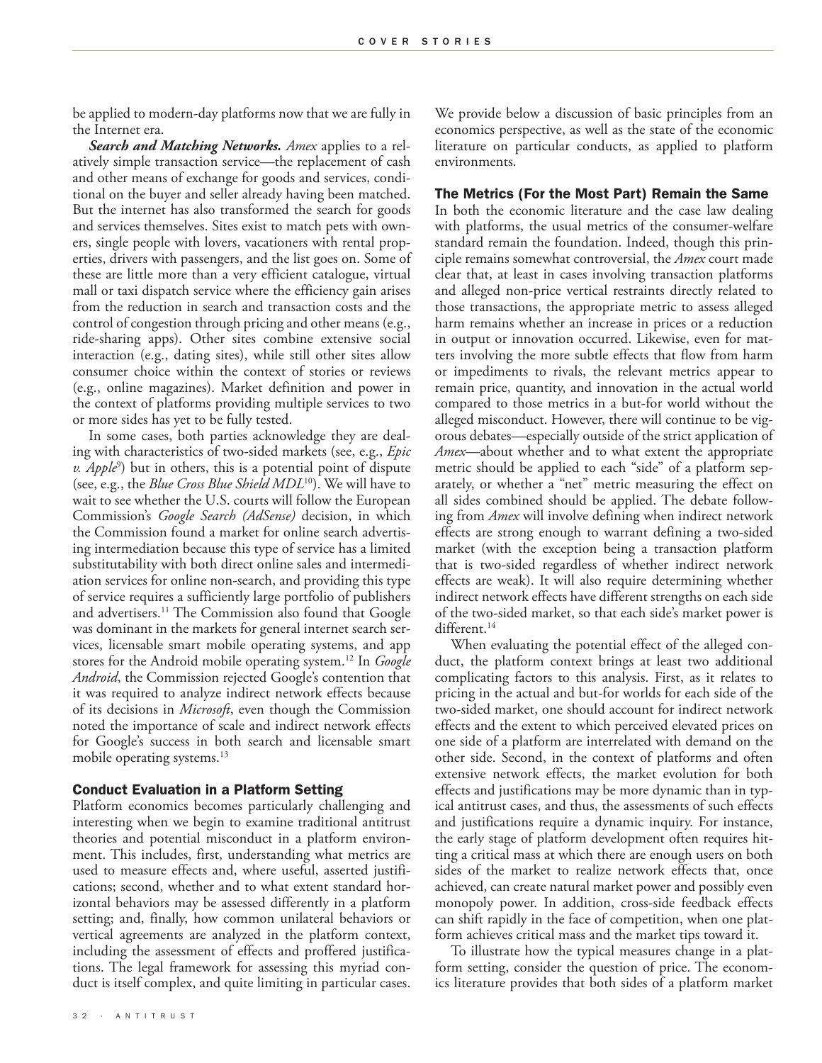be applied to modern-day platforms now that we are fully in the Internet era.

***Search and Matching Networks.*** *Amex* applies to a relatively simple transaction service—the replacement of cash and other means of exchange for goods and services, conditional on the buyer and seller already having been matched. But the internet has also transformed the search for goods and services themselves. Sites exist to match pets with owners, single people with lovers, vacationers with rental properties, drivers with passengers, and the list goes on. Some of these are little more than a very efficient catalogue, virtual mall or taxi dispatch service where the efficiency gain arises from the reduction in search and transaction costs and the control of congestion through pricing and other means (e.g., ride-sharing apps). Other sites combine extensive social interaction (e.g., dating sites), while still other sites allow consumer choice within the context of stories or reviews (e.g., online magazines). Market definition and power in the context of platforms providing multiple services to two or more sides has yet to be fully tested.

In some cases, both parties acknowledge they are dealing with characteristics of two-sided markets (see, e.g., *Epic v. Apple*[9]) but in others, this is a potential point of dispute (see, e.g., the *Blue Cross Blue Shield MDL*[10]). We will have to wait to see whether the U.S. courts will follow the European Commission's *Google Search (AdSense)* decision, in which the Commission found a market for online search advertising intermediation because this type of service has a limited substitutability with both direct online sales and intermediation services for online non-search, and providing this type of service requires a sufficiently large portfolio of publishers and advertisers.[11] The Commission also found that Google was dominant in the markets for general internet search services, licensable smart mobile operating systems, and app stores for the Android mobile operating system.[12] In *Google Android*, the Commission rejected Google's contention that it was required to analyze indirect network effects because of its decisions in *Microsoft*, even though the Commission noted the importance of scale and indirect network effects for Google's success in both search and licensable smart mobile operating systems.[13]

## Conduct Evaluation in a Platform Setting

Platform economics becomes particularly challenging and interesting when we begin to examine traditional antitrust theories and potential misconduct in a platform environment. This includes, first, understanding what metrics are used to measure effects and, where useful, asserted justifications; second, whether and to what extent standard horizontal behaviors may be assessed differently in a platform setting; and, finally, how common unilateral behaviors or vertical agreements are analyzed in the platform context, including the assessment of effects and proffered justifications. The legal framework for assessing this myriad conduct is itself complex, and quite limiting in particular cases. We provide below a discussion of basic principles from an economics perspective, as well as the state of the economic literature on particular conducts, as applied to platform environments.

## The Metrics (For the Most Part) Remain the Same

In both the economic literature and the case law dealing with platforms, the usual metrics of the consumer-welfare standard remain the foundation. Indeed, though this principle remains somewhat controversial, the *Amex* court made clear that, at least in cases involving transaction platforms and alleged non-price vertical restraints directly related to those transactions, the appropriate metric to assess alleged harm remains whether an increase in prices or a reduction in output or innovation occurred. Likewise, even for matters involving the more subtle effects that flow from harm or impediments to rivals, the relevant metrics appear to remain price, quantity, and innovation in the actual world compared to those metrics in a but-for world without the alleged misconduct. However, there will continue to be vigorous debates—especially outside of the strict application of *Amex*—about whether and to what extent the appropriate metric should be applied to each "side" of a platform separately, or whether a "net" metric measuring the effect on all sides combined should be applied. The debate following from *Amex* will involve defining when indirect network effects are strong enough to warrant defining a two-sided market (with the exception being a transaction platform that is two-sided regardless of whether indirect network effects are weak). It will also require determining whether indirect network effects have different strengths on each side of the two-sided market, so that each side's market power is different.[14]

When evaluating the potential effect of the alleged conduct, the platform context brings at least two additional complicating factors to this analysis. First, as it relates to pricing in the actual and but-for worlds for each side of the two-sided market, one should account for indirect network effects and the extent to which perceived elevated prices on one side of a platform are interrelated with demand on the other side. Second, in the context of platforms and often extensive network effects, the market evolution for both effects and justifications may be more dynamic than in typical antitrust cases, and thus, the assessments of such effects and justifications require a dynamic inquiry. For instance, the early stage of platform development often requires hitting a critical mass at which there are enough users on both sides of the market to realize network effects that, once achieved, can create natural market power and possibly even monopoly power. In addition, cross-side feedback effects can shift rapidly in the face of competition, when one platform achieves critical mass and the market tips toward it.

To illustrate how the typical measures change in a platform setting, consider the question of price. The economics literature provides that both sides of a platform market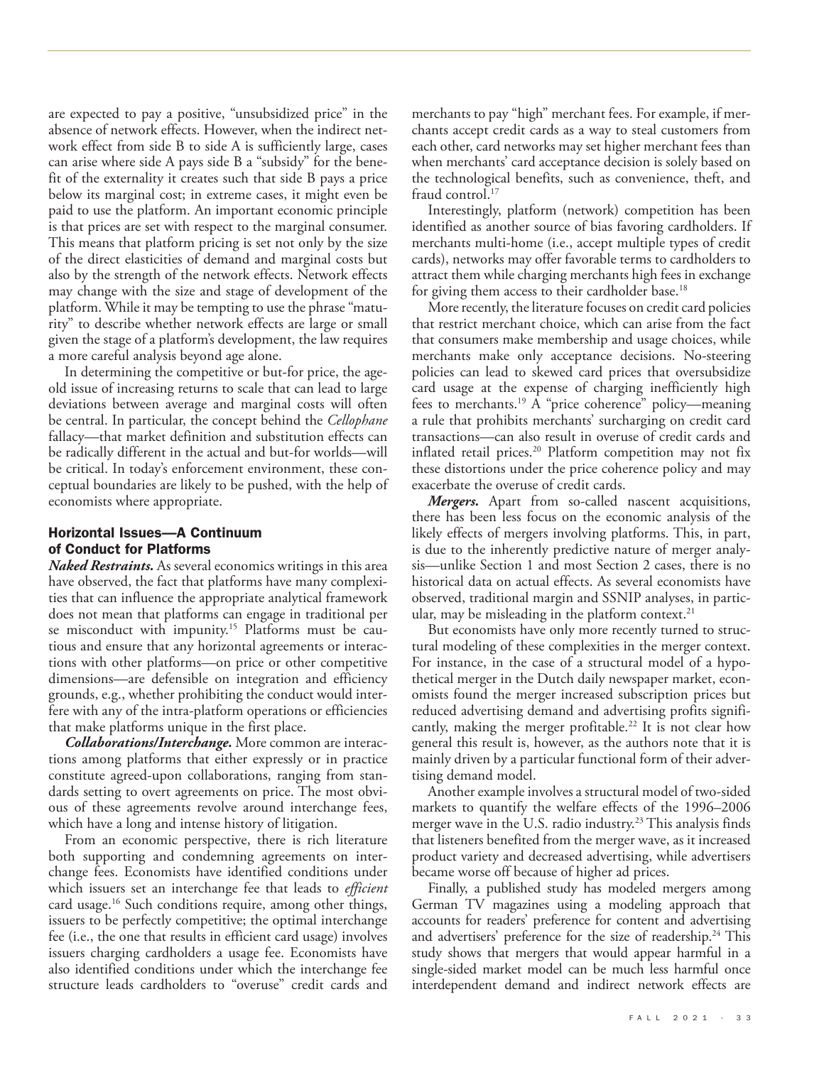are expected to pay a positive, "unsubsidized price" in the absence of network effects. However, when the indirect network effect from side B to side A is sufficiently large, cases can arise where side A pays side B a "subsidy" for the benefit of the externality it creates such that side B pays a price below its marginal cost; in extreme cases, it might even be paid to use the platform. An important economic principle is that prices are set with respect to the marginal consumer. This means that platform pricing is set not only by the size of the direct elasticities of demand and marginal costs but also by the strength of the network effects. Network effects may change with the size and stage of development of the platform. While it may be tempting to use the phrase "maturity" to describe whether network effects are large or small given the stage of a platform's development, the law requires a more careful analysis beyond age alone.

In determining the competitive or but-for price, the age-old issue of increasing returns to scale that can lead to large deviations between average and marginal costs will often be central. In particular, the concept behind the *Cellophane* fallacy—that market definition and substitution effects can be radically different in the actual and but-for worlds—will be critical. In today's enforcement environment, these conceptual boundaries are likely to be pushed, with the help of economists where appropriate.

## Horizontal Issues—A Continuum of Conduct for Platforms

***Naked Restraints.*** As several economics writings in this area have observed, the fact that platforms have many complexities that can influence the appropriate analytical framework does not mean that platforms can engage in traditional per se misconduct with impunity.[15] Platforms must be cautious and ensure that any horizontal agreements or interactions with other platforms—on price or other competitive dimensions—are defensible on integration and efficiency grounds, e.g., whether prohibiting the conduct would interfere with any of the intra-platform operations or efficiencies that make platforms unique in the first place.

***Collaborations/Interchange.*** More common are interactions among platforms that either expressly or in practice constitute agreed-upon collaborations, ranging from standards setting to overt agreements on price. The most obvious of these agreements revolve around interchange fees, which have a long and intense history of litigation.

From an economic perspective, there is rich literature both supporting and condemning agreements on interchange fees. Economists have identified conditions under which issuers set an interchange fee that leads to *efficient* card usage.[16] Such conditions require, among other things, issuers to be perfectly competitive; the optimal interchange fee (i.e., the one that results in efficient card usage) involves issuers charging cardholders a usage fee. Economists have also identified conditions under which the interchange fee structure leads cardholders to "overuse" credit cards and merchants to pay "high" merchant fees. For example, if merchants accept credit cards as a way to steal customers from each other, card networks may set higher merchant fees than when merchants' card acceptance decision is solely based on the technological benefits, such as convenience, theft, and fraud control.[17]

Interestingly, platform (network) competition has been identified as another source of bias favoring cardholders. If merchants multi-home (i.e., accept multiple types of credit cards), networks may offer favorable terms to cardholders to attract them while charging merchants high fees in exchange for giving them access to their cardholder base.[18]

More recently, the literature focuses on credit card policies that restrict merchant choice, which can arise from the fact that consumers make membership and usage choices, while merchants make only acceptance decisions. No-steering policies can lead to skewed card prices that oversubsidize card usage at the expense of charging inefficiently high fees to merchants.[19] A "price coherence" policy—meaning a rule that prohibits merchants' surcharging on credit card transactions—can also result in overuse of credit cards and inflated retail prices.[20] Platform competition may not fix these distortions under the price coherence policy and may exacerbate the overuse of credit cards.

***Mergers.*** Apart from so-called nascent acquisitions, there has been less focus on the economic analysis of the likely effects of mergers involving platforms. This, in part, is due to the inherently predictive nature of merger analysis—unlike Section 1 and most Section 2 cases, there is no historical data on actual effects. As several economists have observed, traditional margin and SSNIP analyses, in particular, may be misleading in the platform context.[21]

But economists have only more recently turned to structural modeling of these complexities in the merger context. For instance, in the case of a structural model of a hypothetical merger in the Dutch daily newspaper market, economists found the merger increased subscription prices but reduced advertising demand and advertising profits significantly, making the merger profitable.[22] It is not clear how general this result is, however, as the authors note that it is mainly driven by a particular functional form of their advertising demand model.

Another example involves a structural model of two-sided markets to quantify the welfare effects of the 1996–2006 merger wave in the U.S. radio industry.[23] This analysis finds that listeners benefited from the merger wave, as it increased product variety and decreased advertising, while advertisers became worse off because of higher ad prices.

Finally, a published study has modeled mergers among German TV magazines using a modeling approach that accounts for readers' preference for content and advertising and advertisers' preference for the size of readership.[24] This study shows that mergers that would appear harmful in a single-sided market model can be much less harmful once interdependent demand and indirect network effects are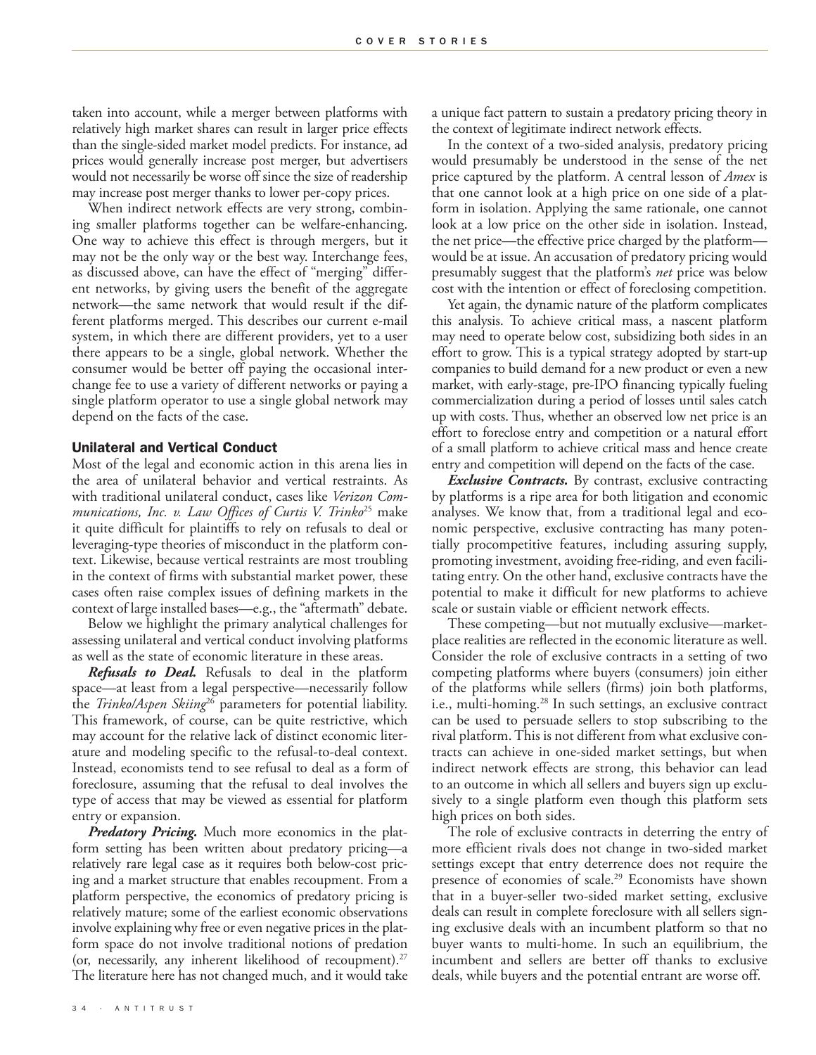taken into account, while a merger between platforms with relatively high market shares can result in larger price effects than the single-sided market model predicts. For instance, ad prices would generally increase post merger, but advertisers would not necessarily be worse off since the size of readership may increase post merger thanks to lower per-copy prices.

When indirect network effects are very strong, combining smaller platforms together can be welfare-enhancing. One way to achieve this effect is through mergers, but it may not be the only way or the best way. Interchange fees, as discussed above, can have the effect of "merging" different networks, by giving users the benefit of the aggregate network—the same network that would result if the different platforms merged. This describes our current e-mail system, in which there are different providers, yet to a user there appears to be a single, global network. Whether the consumer would be better off paying the occasional interchange fee to use a variety of different networks or paying a single platform operator to use a single global network may depend on the facts of the case.

## Unilateral and Vertical Conduct

Most of the legal and economic action in this arena lies in the area of unilateral behavior and vertical restraints. As with traditional unilateral conduct, cases like *Verizon Communications, Inc. v. Law Offices of Curtis V. Trinko*[25] make it quite difficult for plaintiffs to rely on refusals to deal or leveraging-type theories of misconduct in the platform context. Likewise, because vertical restraints are most troubling in the context of firms with substantial market power, these cases often raise complex issues of defining markets in the context of large installed bases—e.g., the "aftermath" debate.

Below we highlight the primary analytical challenges for assessing unilateral and vertical conduct involving platforms as well as the state of economic literature in these areas.

***Refusals to Deal.*** Refusals to deal in the platform space—at least from a legal perspective—necessarily follow the *Trinko/Aspen Skiing*[26] parameters for potential liability. This framework, of course, can be quite restrictive, which may account for the relative lack of distinct economic literature and modeling specific to the refusal-to-deal context. Instead, economists tend to see refusal to deal as a form of foreclosure, assuming that the refusal to deal involves the type of access that may be viewed as essential for platform entry or expansion.

***Predatory Pricing.*** Much more economics in the platform setting has been written about predatory pricing—a relatively rare legal case as it requires both below-cost pricing and a market structure that enables recoupment. From a platform perspective, the economics of predatory pricing is relatively mature; some of the earliest economic observations involve explaining why free or even negative prices in the platform space do not involve traditional notions of predation (or, necessarily, any inherent likelihood of recoupment).[27] The literature here has not changed much, and it would take a unique fact pattern to sustain a predatory pricing theory in the context of legitimate indirect network effects.

In the context of a two-sided analysis, predatory pricing would presumably be understood in the sense of the net price captured by the platform. A central lesson of *Amex* is that one cannot look at a high price on one side of a platform in isolation. Applying the same rationale, one cannot look at a low price on the other side in isolation. Instead, the net price—the effective price charged by the platform—would be at issue. An accusation of predatory pricing would presumably suggest that the platform's *net* price was below cost with the intention or effect of foreclosing competition.

Yet again, the dynamic nature of the platform complicates this analysis. To achieve critical mass, a nascent platform may need to operate below cost, subsidizing both sides in an effort to grow. This is a typical strategy adopted by start-up companies to build demand for a new product or even a new market, with early-stage, pre-IPO financing typically fueling commercialization during a period of losses until sales catch up with costs. Thus, whether an observed low net price is an effort to foreclose entry and competition or a natural effort of a small platform to achieve critical mass and hence create entry and competition will depend on the facts of the case.

***Exclusive Contracts.*** By contrast, exclusive contracting by platforms is a ripe area for both litigation and economic analyses. We know that, from a traditional legal and economic perspective, exclusive contracting has many potentially procompetitive features, including assuring supply, promoting investment, avoiding free-riding, and even facilitating entry. On the other hand, exclusive contracts have the potential to make it difficult for new platforms to achieve scale or sustain viable or efficient network effects.

These competing—but not mutually exclusive—marketplace realities are reflected in the economic literature as well. Consider the role of exclusive contracts in a setting of two competing platforms where buyers (consumers) join either of the platforms while sellers (firms) join both platforms, i.e., multi-homing.[28] In such settings, an exclusive contract can be used to persuade sellers to stop subscribing to the rival platform. This is not different from what exclusive contracts can achieve in one-sided market settings, but when indirect network effects are strong, this behavior can lead to an outcome in which all sellers and buyers sign up exclusively to a single platform even though this platform sets high prices on both sides.

The role of exclusive contracts in deterring the entry of more efficient rivals does not change in two-sided market settings except that entry deterrence does not require the presence of economies of scale.[29] Economists have shown that in a buyer-seller two-sided market setting, exclusive deals can result in complete foreclosure with all sellers signing exclusive deals with an incumbent platform so that no buyer wants to multi-home. In such an equilibrium, the incumbent and sellers are better off thanks to exclusive deals, while buyers and the potential entrant are worse off.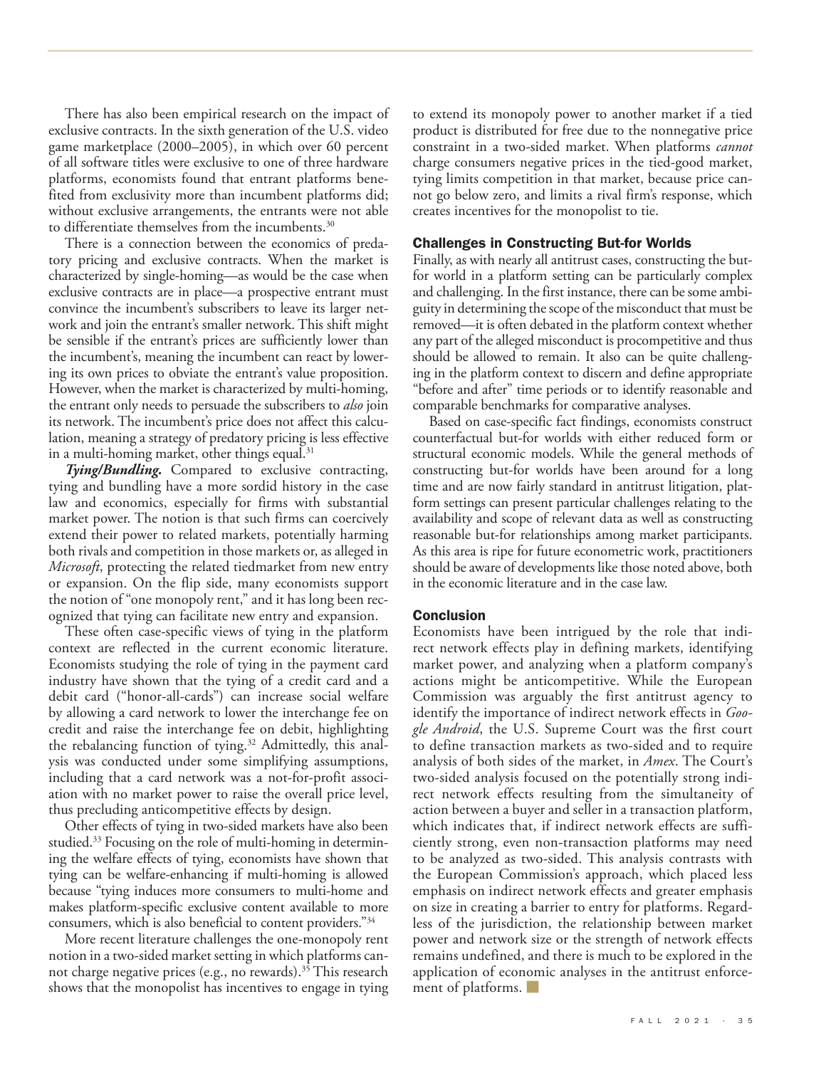There has also been empirical research on the impact of exclusive contracts. In the sixth generation of the U.S. video game marketplace (2000–2005), in which over 60 percent of all software titles were exclusive to one of three hardware platforms, economists found that entrant platforms benefited from exclusivity more than incumbent platforms did; without exclusive arrangements, the entrants were not able to differentiate themselves from the incumbents.[30]

There is a connection between the economics of predatory pricing and exclusive contracts. When the market is characterized by single-homing—as would be the case when exclusive contracts are in place—a prospective entrant must convince the incumbent's subscribers to leave its larger network and join the entrant's smaller network. This shift might be sensible if the entrant's prices are sufficiently lower than the incumbent's, meaning the incumbent can react by lowering its own prices to obviate the entrant's value proposition. However, when the market is characterized by multi-homing, the entrant only needs to persuade the subscribers to *also* join its network. The incumbent's price does not affect this calculation, meaning a strategy of predatory pricing is less effective in a multi-homing market, other things equal.[31]

***Tying/Bundling.*** Compared to exclusive contracting, tying and bundling have a more sordid history in the case law and economics, especially for firms with substantial market power. The notion is that such firms can coercively extend their power to related markets, potentially harming both rivals and competition in those markets or, as alleged in *Microsoft*, protecting the related tiedmarket from new entry or expansion. On the flip side, many economists support the notion of "one monopoly rent," and it has long been recognized that tying can facilitate new entry and expansion.

These often case-specific views of tying in the platform context are reflected in the current economic literature. Economists studying the role of tying in the payment card industry have shown that the tying of a credit card and a debit card ("honor-all-cards") can increase social welfare by allowing a card network to lower the interchange fee on credit and raise the interchange fee on debit, highlighting the rebalancing function of tying.[32] Admittedly, this analysis was conducted under some simplifying assumptions, including that a card network was a not-for-profit association with no market power to raise the overall price level, thus precluding anticompetitive effects by design.

Other effects of tying in two-sided markets have also been studied.[33] Focusing on the role of multi-homing in determining the welfare effects of tying, economists have shown that tying can be welfare-enhancing if multi-homing is allowed because "tying induces more consumers to multi-home and makes platform-specific exclusive content available to more consumers, which is also beneficial to content providers."[34]

More recent literature challenges the one-monopoly rent notion in a two-sided market setting in which platforms cannot charge negative prices (e.g., no rewards).[35] This research shows that the monopolist has incentives to engage in tying to extend its monopoly power to another market if a tied product is distributed for free due to the nonnegative price constraint in a two-sided market. When platforms *cannot* charge consumers negative prices in the tied-good market, tying limits competition in that market, because price cannot go below zero, and limits a rival firm's response, which creates incentives for the monopolist to tie.

## Challenges in Constructing But-for Worlds

Finally, as with nearly all antitrust cases, constructing the but-for world in a platform setting can be particularly complex and challenging. In the first instance, there can be some ambiguity in determining the scope of the misconduct that must be removed—it is often debated in the platform context whether any part of the alleged misconduct is procompetitive and thus should be allowed to remain. It also can be quite challenging in the platform context to discern and define appropriate "before and after" time periods or to identify reasonable and comparable benchmarks for comparative analyses.

Based on case-specific fact findings, economists construct counterfactual but-for worlds with either reduced form or structural economic models. While the general methods of constructing but-for worlds have been around for a long time and are now fairly standard in antitrust litigation, platform settings can present particular challenges relating to the availability and scope of relevant data as well as constructing reasonable but-for relationships among market participants. As this area is ripe for future econometric work, practitioners should be aware of developments like those noted above, both in the economic literature and in the case law.

## Conclusion

Economists have been intrigued by the role that indirect network effects play in defining markets, identifying market power, and analyzing when a platform company's actions might be anticompetitive. While the European Commission was arguably the first antitrust agency to identify the importance of indirect network effects in *Google Android*, the U.S. Supreme Court was the first court to define transaction markets as two-sided and to require analysis of both sides of the market, in *Amex*. The Court's two-sided analysis focused on the potentially strong indirect network effects resulting from the simultaneity of action between a buyer and seller in a transaction platform, which indicates that, if indirect network effects are sufficiently strong, even non-transaction platforms may need to be analyzed as two-sided. This analysis contrasts with the European Commission's approach, which placed less emphasis on indirect network effects and greater emphasis on size in creating a barrier to entry for platforms. Regardless of the jurisdiction, the relationship between market power and network size or the strength of network effects remains undefined, and there is much to be explored in the application of economic analyses in the antitrust enforcement of platforms. ■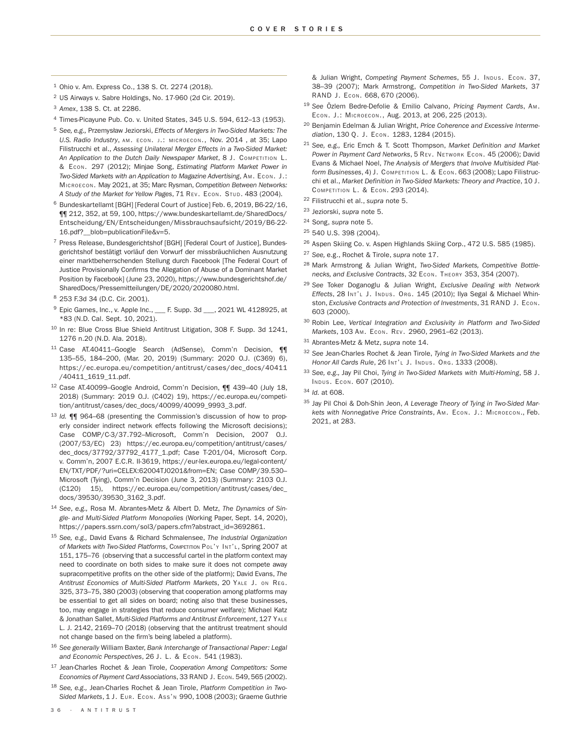1 Ohio v. Am. Express Co., 138 S. Ct. 2274 (2018).

2 US Airways v. Sabre Holdings, No. 17-960 (2d Cir. 2019).

3 *Amex*, 138 S. Ct. at 2286.

4 Times-Picayune Pub. Co. v. United States, 345 U.S. 594, 612–13 (1953).

5 *See, e.g.,* Przemysław Jeziorski, *Effects of Mergers in Two-Sided Markets: The U.S. Radio Industry*, Am. Econ. J.: Microecon., Nov. 2014 , at 35; Lapo Filistrucchi et al., *Assessing Unilateral Merger Effects in a Two-Sided Market: An Application to the Dutch Daily Newspaper Market*, 8 J. Competition L. & Econ. 297 (2012); Minjae Song, *Estimating Platform Market Power in Two-Sided Markets with an Application to Magazine Advertising*, Am. Econ. J.: Microecon. May 2021, at 35; Marc Rysman, *Competition Between Networks: A Study of the Market for Yellow Pages*, 71 Rev. Econ. Stud. 483 (2004).

6 Bundeskartellamt [BGH] [Federal Court of Justice] Feb. 6, 2019, B6-22/16, ¶¶ 212, 352, at 59, 100, https://www.bundeskartellamt.de/SharedDocs/Entscheidung/EN/Entscheidungen/Missbrauchsaufsicht/2019/B6-22-16.pdf?__blob=publicationFile&v=5.

7 Press Release, Bundesgerichtshof [BGH] [Federal Court of Justice], Bundesgerichtshof bestätigt vorläuf den Vorwurf der missbräuchlichen Ausnutzung einer marktbeherrschenden Stellung durch Facebook [The Federal Court of Justice Provisionally Confirms the Allegation of Abuse of a Dominant Market Position by Facebook] (June 23, 2020), https://www.bundesgerichtshof.de/SharedDocs/Pressemitteilungen/DE/2020/2020080.html.

8 253 F.3d 34 (D.C. Cir. 2001).

9 Epic Games, Inc., v. Apple Inc., ___ F. Supp. 3d ___, 2021 WL 4128925, at *83 (N.D. Cal. Sept. 10, 2021).

10 In re: Blue Cross Blue Shield Antitrust Litigation, 308 F. Supp. 3d 1241, 1276 n.20 (N.D. Ala. 2018).

11 Case AT.40411–Google Search (AdSense), Comm'n Decision, ¶¶ 135–55, 184–200, (Mar. 20, 2019) (Summary: 2020 O.J. (C369) 6), https://ec.europa.eu/competition/antitrust/cases/dec_docs/40411/40411_1619_11.pdf.

12 Case AT.40099–Google Android, Comm'n Decision, ¶¶ 439–40 (July 18, 2018) (Summary: 2019 O.J. (C402) 19), https://ec.europa.eu/competition/antitrust/cases/dec_docs/40099/40099_9993_3.pdf.

13 *Id.* ¶¶ 964–68 (presenting the Commission's discussion of how to properly consider indirect network effects following the Microsoft decisions); Case COMP/C-3/37.792–Microsoft, Comm'n Decision, 2007 O.J. (2007/53/EC) 23) https://ec.europa.eu/competition/antitrust/cases/dec_docs/37792/37792_4177_1.pdf; Case T-201/04, Microsoft Corp. v. Comm'n, 2007 E.C.R. II-3619, https://eur-lex.europa.eu/legal-content/EN/TXT/PDF/?uri=CELEX:62004TJ0201&from=EN; Case COMP/39.530–Microsoft (Tying), Comm'n Decision (June 3, 2013) (Summary: 2103 O.J. (C120) 15), https://ec.europa.eu/competition/antitrust/cases/dec_docs/39530/39530_3162_3.pdf.

14 *See*, *e.g.,* Rosa M. Abrantes-Metz & Albert D. Metz, *The Dynamics of Single- and Multi-Sided Platform Monopolies* (Working Paper, Sept. 14, 2020), https://papers.ssrn.com/sol3/papers.cfm?abstract_id=3692861.

15 *See, e.g.,* David Evans & Richard Schmalensee, *The Industrial Organization of Markets with Two-Sided Platforms*, Competition Pol'y Int'l, Spring 2007 at 151, 175–76 (observing that a successful cartel in the platform context may need to coordinate on both sides to make sure it does not compete away supracompetitive profits on the other side of the platform); David Evans, *The Antitrust Economics of Multi-Sided Platform Markets*, 20 Yale J. on Reg. 325, 373–75, 380 (2003) (observing that cooperation among platforms may be essential to get all sides on board; noting also that these businesses, too, may engage in strategies that reduce consumer welfare); Michael Katz & Jonathan Sallet, *Multi-Sided Platforms and Antitrust Enforcement*, 127 Yale L. J. 2142, 2169–70 (2018) (observing that the antitrust treatment should not change based on the firm's being labeled a platform).

16 *See generally* William Baxter, *Bank Interchange of Transactional Paper: Legal and Economic Perspectives*, 26 J. L. & Econ. 541 (1983).

17 Jean-Charles Rochet & Jean Tirole, *Cooperation Among Competitors: Some Economics of Payment Card Associations*, 33 RAND J. Econ. 549, 565 (2002).

18 *See, e.g.,* Jean-Charles Rochet & Jean Tirole, *Platform Competition in Two-Sided Markets*, 1 J. Eur. Econ. Ass'n 990, 1008 (2003); Graeme Guthrie & Julian Wright, *Competing Payment Schemes*, 55 J. Indus. Econ. 37, 38–39 (2007); Mark Armstrong, *Competition in Two-Sided Markets*, 37 RAND J. Econ. 668, 670 (2006).

19 *See* Özlem Bedre-Defolie & Emilio Calvano, *Pricing Payment Cards*, Am. Econ. J.: Microecon., Aug. 2013, at 206, 225 (2013).

20 Benjamin Edelman & Julian Wright, *Price Coherence and Excessive Intermediation*, 130 Q. J. Econ. 1283, 1284 (2015).

21 *See, e.g.,* Eric Emch & T. Scott Thompson, *Market Definition and Market Power in Payment Card Networks*, 5 Rev. Network Econ. 45 (2006); David Evans & Michael Noel, *The Analysis of Mergers that Involve Multisided Platform Businesses*, 4) J. Competition L. & Econ. 663 (2008); Lapo Filistrucchi et al., *Market Definition in Two-Sided Markets: Theory and Practice*, 10 J. Competition L. & Econ. 293 (2014).

22 Filistrucchi et al., *supra* note 5.

23 Jeziorski, *supra* note 5.

24 Song, *supra* note 5.

25 540 U.S. 398 (2004).

26 Aspen Skiing Co. v. Aspen Highlands Skiing Corp., 472 U.S. 585 (1985).

27 *See,* e.g., Rochet & Tirole, *supra* note 17.

28 Mark Armstrong & Julian Wright, *Two-Sided Markets, Competitive Bottlenecks, and Exclusive Contracts*, 32 Econ. Theory 353, 354 (2007).

29 *See* Toker Doganoglu & Julian Wright, *Exclusive Dealing with Network Effects*, 28 Int'l J. Indus. Org. 145 (2010); Ilya Segal & Michael Whinston, *Exclusive Contracts and Protection of Investments*, 31 RAND J. Econ. 603 (2000).

30 Robin Lee, *Vertical Integration and Exclusivity in Platform and Two-Sided Markets*, 103 Am. Econ. Rev. 2960, 2961–62 (2013).

31 Abrantes-Metz & Metz, *supra* note 14.

32 *See* Jean-Charles Rochet & Jean Tirole, *Tying in Two-Sided Markets and the Honor All Cards Rule*, 26 Int'l J. Indus. Org. 1333 (2008).

33 *See, e.g.,* Jay Pil Choi, *Tying in Two-Sided Markets with Multi-Homing*, 58 J. Indus. Econ. 607 (2010).

34 *Id.* at 608.

35 Jay Pil Choi & Doh-Shin Jeon, *A Leverage Theory of Tying in Two-Sided Markets with Nonnegative Price Constraints*, Am. Econ. J.: Microecon., Feb. 2021, at 283.